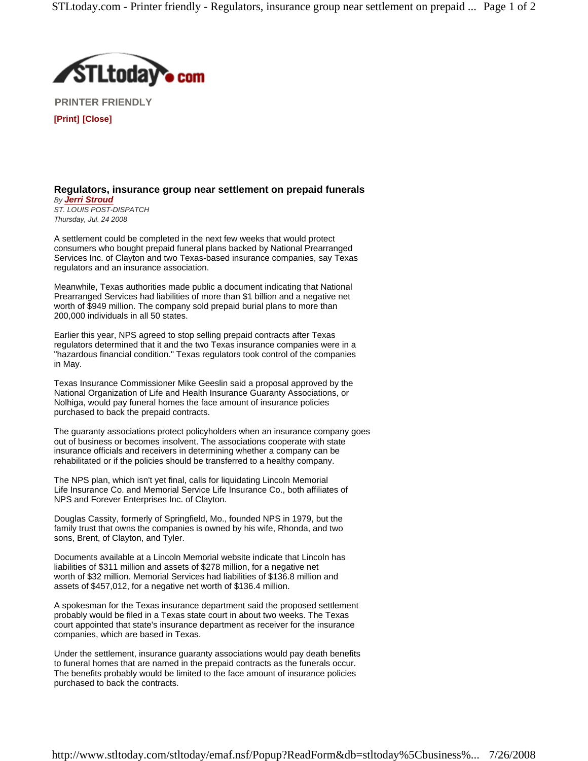**PRINTER FRIENDLY**

**[Print] [Close]**

### Regulators, insurance group near settlement on prepaid funerals

*By* ***Jerri Stroud***
*ST. LOUIS POST-DISPATCH*
*Thursday, Jul. 24 2008*

A settlement could be completed in the next few weeks that would protect consumers who bought prepaid funeral plans backed by National Prearranged Services Inc. of Clayton and two Texas-based insurance companies, say Texas regulators and an insurance association.

Meanwhile, Texas authorities made public a document indicating that National Prearranged Services had liabilities of more than $1 billion and a negative net worth of $949 million. The company sold prepaid burial plans to more than 200,000 individuals in all 50 states.

Earlier this year, NPS agreed to stop selling prepaid contracts after Texas regulators determined that it and the two Texas insurance companies were in a "hazardous financial condition." Texas regulators took control of the companies in May.

Texas Insurance Commissioner Mike Geeslin said a proposal approved by the National Organization of Life and Health Insurance Guaranty Associations, or Nolhiga, would pay funeral homes the face amount of insurance policies purchased to back the prepaid contracts.

The guaranty associations protect policyholders when an insurance company goes out of business or becomes insolvent. The associations cooperate with state insurance officials and receivers in determining whether a company can be rehabilitated or if the policies should be transferred to a healthy company.

The NPS plan, which isn't yet final, calls for liquidating Lincoln Memorial Life Insurance Co. and Memorial Service Life Insurance Co., both affiliates of NPS and Forever Enterprises Inc. of Clayton.

Douglas Cassity, formerly of Springfield, Mo., founded NPS in 1979, but the family trust that owns the companies is owned by his wife, Rhonda, and two sons, Brent, of Clayton, and Tyler.

Documents available at a Lincoln Memorial website indicate that Lincoln has liabilities of $311 million and assets of $278 million, for a negative net worth of $32 million. Memorial Services had liabilities of $136.8 million and assets of $457,012, for a negative net worth of $136.4 million.

A spokesman for the Texas insurance department said the proposed settlement probably would be filed in a Texas state court in about two weeks. The Texas court appointed that state's insurance department as receiver for the insurance companies, which are based in Texas.

Under the settlement, insurance guaranty associations would pay death benefits to funeral homes that are named in the prepaid contracts as the funerals occur. The benefits probably would be limited to the face amount of insurance policies purchased to back the contracts.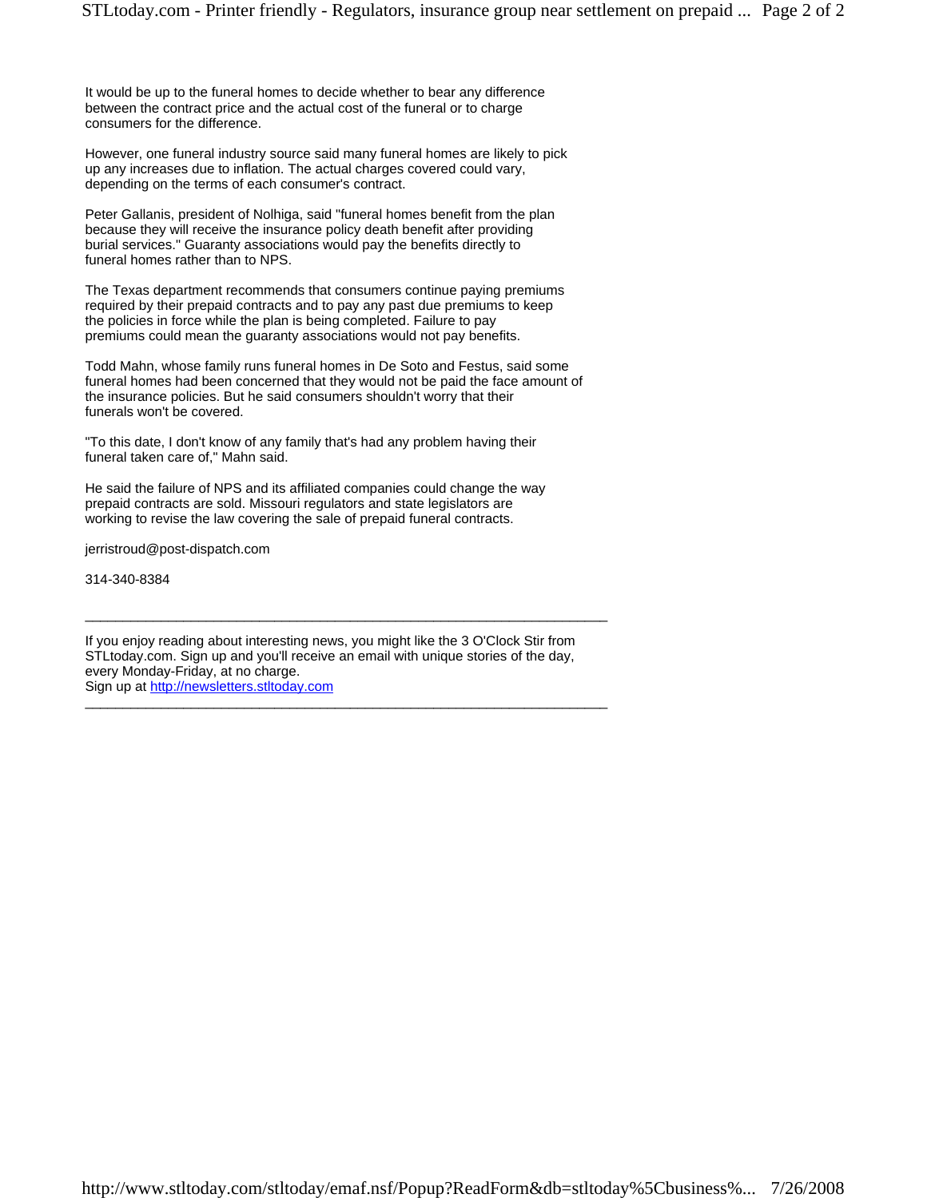It would be up to the funeral homes to decide whether to bear any difference between the contract price and the actual cost of the funeral or to charge consumers for the difference.

However, one funeral industry source said many funeral homes are likely to pick up any increases due to inflation. The actual charges covered could vary, depending on the terms of each consumer's contract.

Peter Gallanis, president of Nolhiga, said "funeral homes benefit from the plan because they will receive the insurance policy death benefit after providing burial services." Guaranty associations would pay the benefits directly to funeral homes rather than to NPS.

The Texas department recommends that consumers continue paying premiums required by their prepaid contracts and to pay any past due premiums to keep the policies in force while the plan is being completed. Failure to pay premiums could mean the guaranty associations would not pay benefits.

Todd Mahn, whose family runs funeral homes in De Soto and Festus, said some funeral homes had been concerned that they would not be paid the face amount of the insurance policies. But he said consumers shouldn't worry that their funerals won't be covered.

"To this date, I don't know of any family that's had any problem having their funeral taken care of," Mahn said.

He said the failure of NPS and its affiliated companies could change the way prepaid contracts are sold. Missouri regulators and state legislators are working to revise the law covering the sale of prepaid funeral contracts.

jerristroud@post-dispatch.com

314-340-8384

---

If you enjoy reading about interesting news, you might like the 3 O'Clock Stir from STLtoday.com. Sign up and you'll receive an email with unique stories of the day, every Monday-Friday, at no charge.
Sign up at http://newsletters.stltoday.com

---